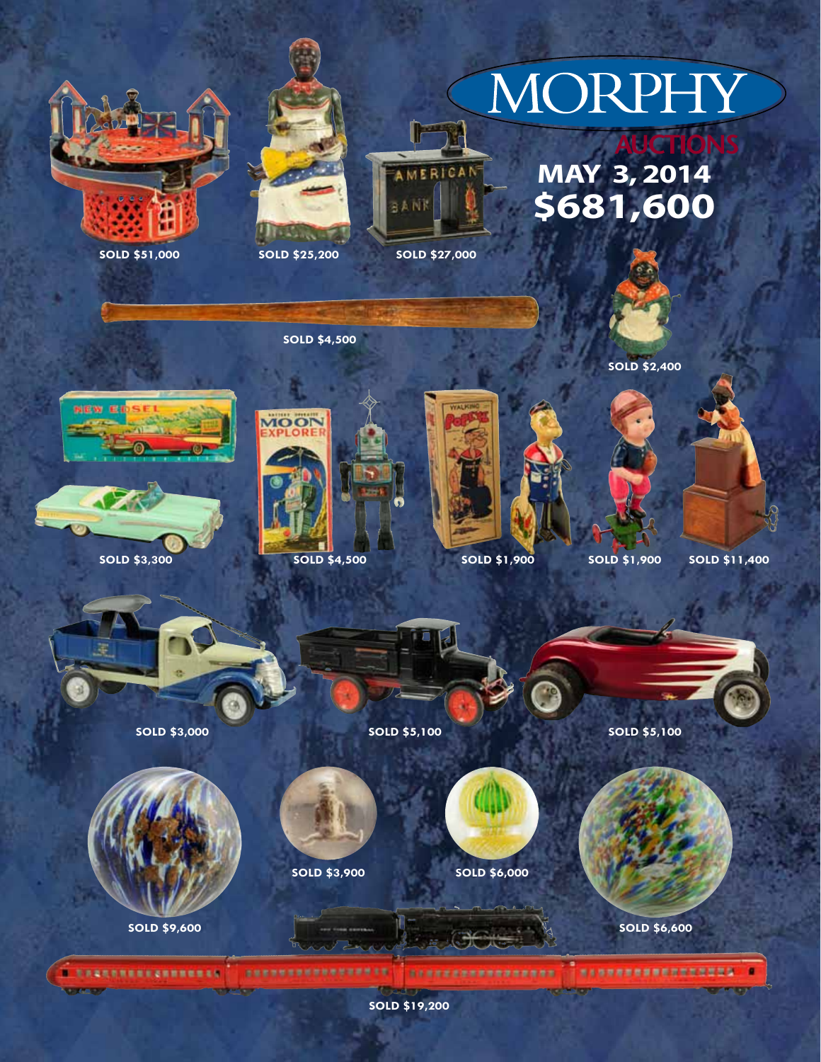# MORPHY

AUCTIONS

**MAY 3, 2014**

**$681,600**

**SOLD $51,000**

**SOLD $25,200**

**SOLD $27,000**

**SOLD $4,500**

**SOLD $2,400**

**SOLD $3,300**

**SOLD $4,500**

**SOLD $1,900**

**SOLD $1,900**

**SOLD $11,400**

**SOLD $3,000**

**SOLD $5,100**

**SOLD $5,100**

**SOLD $3,900**

**SOLD $6,000**

**SOLD $9,600**

**SOLD $6,600**

**SOLD $19,200**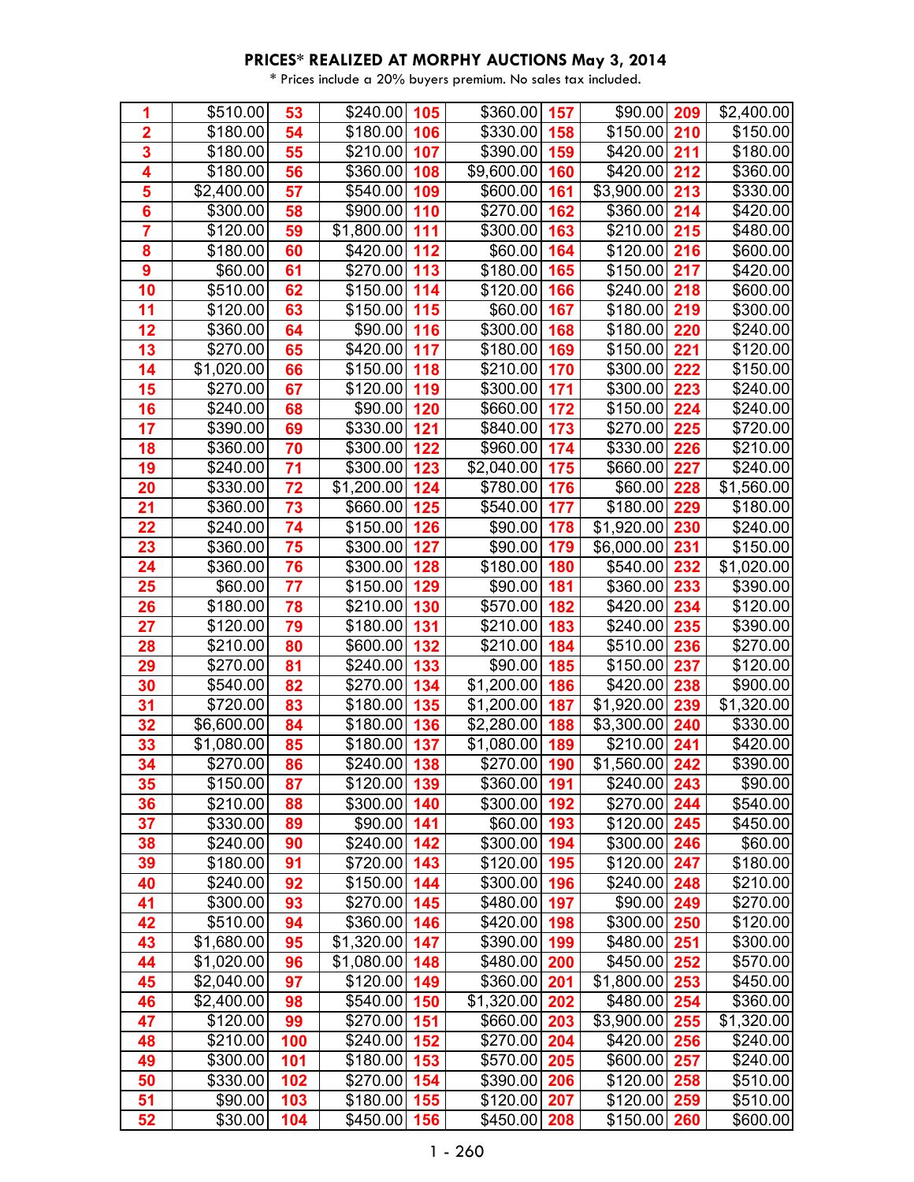**PRICES* REALIZED AT MORPHY AUCTIONS May 3, 2014**

* Prices include a 20% buyers premium. No sales tax included.

| | | | | | | | | | |
|---|---|---|---|---|---|---|---|---|---|
| 1 | $510.00 | 53 | $240.00 | 105 | $360.00 | 157 | $90.00 | 209 | $2,400.00 |
| 2 | $180.00 | 54 | $180.00 | 106 | $330.00 | 158 | $150.00 | 210 | $150.00 |
| 3 | $180.00 | 55 | $210.00 | 107 | $390.00 | 159 | $420.00 | 211 | $180.00 |
| 4 | $180.00 | 56 | $360.00 | 108 | $9,600.00 | 160 | $420.00 | 212 | $360.00 |
| 5 | $2,400.00 | 57 | $540.00 | 109 | $600.00 | 161 | $3,900.00 | 213 | $330.00 |
| 6 | $300.00 | 58 | $900.00 | 110 | $270.00 | 162 | $360.00 | 214 | $420.00 |
| 7 | $120.00 | 59 | $1,800.00 | 111 | $300.00 | 163 | $210.00 | 215 | $480.00 |
| 8 | $180.00 | 60 | $420.00 | 112 | $60.00 | 164 | $120.00 | 216 | $600.00 |
| 9 | $60.00 | 61 | $270.00 | 113 | $180.00 | 165 | $150.00 | 217 | $420.00 |
| 10 | $510.00 | 62 | $150.00 | 114 | $120.00 | 166 | $240.00 | 218 | $600.00 |
| 11 | $120.00 | 63 | $150.00 | 115 | $60.00 | 167 | $180.00 | 219 | $300.00 |
| 12 | $360.00 | 64 | $90.00 | 116 | $300.00 | 168 | $180.00 | 220 | $240.00 |
| 13 | $270.00 | 65 | $420.00 | 117 | $180.00 | 169 | $150.00 | 221 | $120.00 |
| 14 | $1,020.00 | 66 | $150.00 | 118 | $210.00 | 170 | $300.00 | 222 | $150.00 |
| 15 | $270.00 | 67 | $120.00 | 119 | $300.00 | 171 | $300.00 | 223 | $240.00 |
| 16 | $240.00 | 68 | $90.00 | 120 | $660.00 | 172 | $150.00 | 224 | $240.00 |
| 17 | $390.00 | 69 | $330.00 | 121 | $840.00 | 173 | $270.00 | 225 | $720.00 |
| 18 | $360.00 | 70 | $300.00 | 122 | $960.00 | 174 | $330.00 | 226 | $210.00 |
| 19 | $240.00 | 71 | $300.00 | 123 | $2,040.00 | 175 | $660.00 | 227 | $240.00 |
| 20 | $330.00 | 72 | $1,200.00 | 124 | $780.00 | 176 | $60.00 | 228 | $1,560.00 |
| 21 | $360.00 | 73 | $660.00 | 125 | $540.00 | 177 | $180.00 | 229 | $180.00 |
| 22 | $240.00 | 74 | $150.00 | 126 | $90.00 | 178 | $1,920.00 | 230 | $240.00 |
| 23 | $360.00 | 75 | $300.00 | 127 | $90.00 | 179 | $6,000.00 | 231 | $150.00 |
| 24 | $360.00 | 76 | $300.00 | 128 | $180.00 | 180 | $540.00 | 232 | $1,020.00 |
| 25 | $60.00 | 77 | $150.00 | 129 | $90.00 | 181 | $360.00 | 233 | $390.00 |
| 26 | $180.00 | 78 | $210.00 | 130 | $570.00 | 182 | $420.00 | 234 | $120.00 |
| 27 | $120.00 | 79 | $180.00 | 131 | $210.00 | 183 | $240.00 | 235 | $390.00 |
| 28 | $210.00 | 80 | $600.00 | 132 | $210.00 | 184 | $510.00 | 236 | $270.00 |
| 29 | $270.00 | 81 | $240.00 | 133 | $90.00 | 185 | $150.00 | 237 | $120.00 |
| 30 | $540.00 | 82 | $270.00 | 134 | $1,200.00 | 186 | $420.00 | 238 | $900.00 |
| 31 | $720.00 | 83 | $180.00 | 135 | $1,200.00 | 187 | $1,920.00 | 239 | $1,320.00 |
| 32 | $6,600.00 | 84 | $180.00 | 136 | $2,280.00 | 188 | $3,300.00 | 240 | $330.00 |
| 33 | $1,080.00 | 85 | $180.00 | 137 | $1,080.00 | 189 | $210.00 | 241 | $420.00 |
| 34 | $270.00 | 86 | $240.00 | 138 | $270.00 | 190 | $1,560.00 | 242 | $390.00 |
| 35 | $150.00 | 87 | $120.00 | 139 | $360.00 | 191 | $240.00 | 243 | $90.00 |
| 36 | $210.00 | 88 | $300.00 | 140 | $300.00 | 192 | $270.00 | 244 | $540.00 |
| 37 | $330.00 | 89 | $90.00 | 141 | $60.00 | 193 | $120.00 | 245 | $450.00 |
| 38 | $240.00 | 90 | $240.00 | 142 | $300.00 | 194 | $300.00 | 246 | $60.00 |
| 39 | $180.00 | 91 | $720.00 | 143 | $120.00 | 195 | $120.00 | 247 | $180.00 |
| 40 | $240.00 | 92 | $150.00 | 144 | $300.00 | 196 | $240.00 | 248 | $210.00 |
| 41 | $300.00 | 93 | $270.00 | 145 | $480.00 | 197 | $90.00 | 249 | $270.00 |
| 42 | $510.00 | 94 | $360.00 | 146 | $420.00 | 198 | $300.00 | 250 | $120.00 |
| 43 | $1,680.00 | 95 | $1,320.00 | 147 | $390.00 | 199 | $480.00 | 251 | $300.00 |
| 44 | $1,020.00 | 96 | $1,080.00 | 148 | $480.00 | 200 | $450.00 | 252 | $570.00 |
| 45 | $2,040.00 | 97 | $120.00 | 149 | $360.00 | 201 | $1,800.00 | 253 | $450.00 |
| 46 | $2,400.00 | 98 | $540.00 | 150 | $1,320.00 | 202 | $480.00 | 254 | $360.00 |
| 47 | $120.00 | 99 | $270.00 | 151 | $660.00 | 203 | $3,900.00 | 255 | $1,320.00 |
| 48 | $210.00 | 100 | $240.00 | 152 | $270.00 | 204 | $420.00 | 256 | $240.00 |
| 49 | $300.00 | 101 | $180.00 | 153 | $570.00 | 205 | $600.00 | 257 | $240.00 |
| 50 | $330.00 | 102 | $270.00 | 154 | $390.00 | 206 | $120.00 | 258 | $510.00 |
| 51 | $90.00 | 103 | $180.00 | 155 | $120.00 | 207 | $120.00 | 259 | $510.00 |
| 52 | $30.00 | 104 | $450.00 | 156 | $450.00 | 208 | $150.00 | 260 | $600.00 |

1 - 260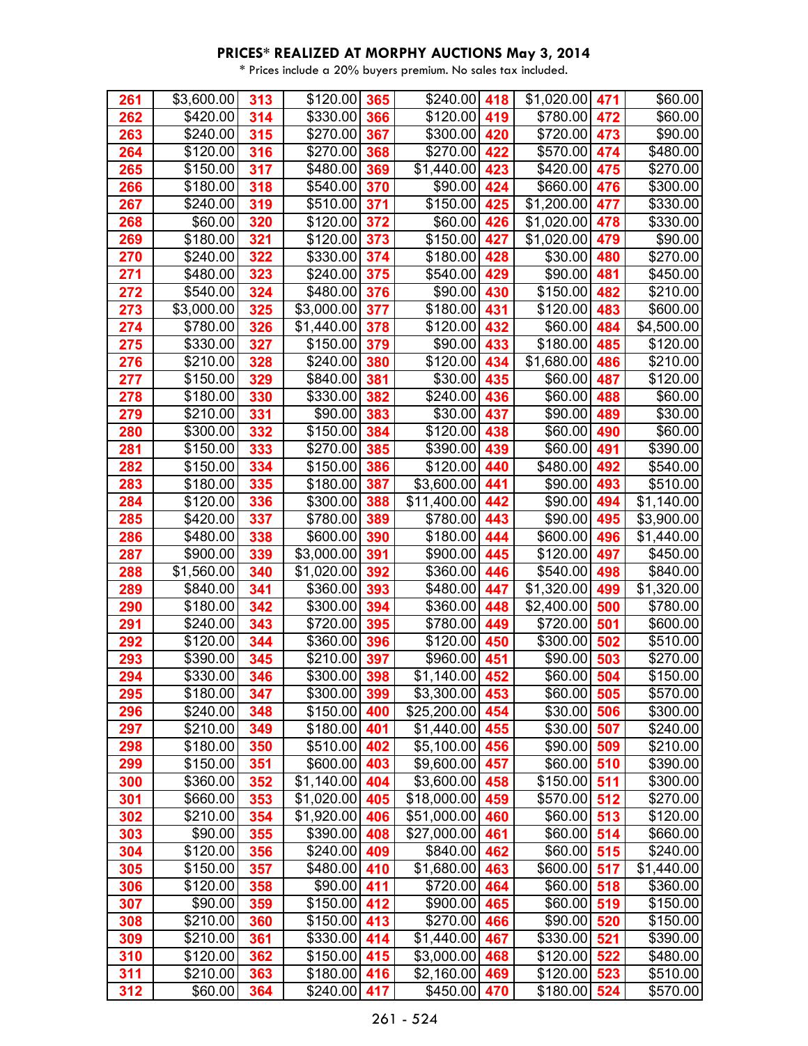## PRICES* REALIZED AT MORPHY AUCTIONS May 3, 2014

\* Prices include a 20% buyers premium. No sales tax included.

| | | | | | | | | | |
|---|---|---|---|---|---|---|---|---|---|
| 261 | $3,600.00 | 313 | $120.00 | 365 | $240.00 | 418 | $1,020.00 | 471 | $60.00 |
| 262 | $420.00 | 314 | $330.00 | 366 | $120.00 | 419 | $780.00 | 472 | $60.00 |
| 263 | $240.00 | 315 | $270.00 | 367 | $300.00 | 420 | $720.00 | 473 | $90.00 |
| 264 | $120.00 | 316 | $270.00 | 368 | $270.00 | 422 | $570.00 | 474 | $480.00 |
| 265 | $150.00 | 317 | $480.00 | 369 | $1,440.00 | 423 | $420.00 | 475 | $270.00 |
| 266 | $180.00 | 318 | $540.00 | 370 | $90.00 | 424 | $660.00 | 476 | $300.00 |
| 267 | $240.00 | 319 | $510.00 | 371 | $150.00 | 425 | $1,200.00 | 477 | $330.00 |
| 268 | $60.00 | 320 | $120.00 | 372 | $60.00 | 426 | $1,020.00 | 478 | $330.00 |
| 269 | $180.00 | 321 | $120.00 | 373 | $150.00 | 427 | $1,020.00 | 479 | $90.00 |
| 270 | $240.00 | 322 | $330.00 | 374 | $180.00 | 428 | $30.00 | 480 | $270.00 |
| 271 | $480.00 | 323 | $240.00 | 375 | $540.00 | 429 | $90.00 | 481 | $450.00 |
| 272 | $540.00 | 324 | $480.00 | 376 | $90.00 | 430 | $150.00 | 482 | $210.00 |
| 273 | $3,000.00 | 325 | $3,000.00 | 377 | $180.00 | 431 | $120.00 | 483 | $600.00 |
| 274 | $780.00 | 326 | $1,440.00 | 378 | $120.00 | 432 | $60.00 | 484 | $4,500.00 |
| 275 | $330.00 | 327 | $150.00 | 379 | $90.00 | 433 | $180.00 | 485 | $120.00 |
| 276 | $210.00 | 328 | $240.00 | 380 | $120.00 | 434 | $1,680.00 | 486 | $210.00 |
| 277 | $150.00 | 329 | $840.00 | 381 | $30.00 | 435 | $60.00 | 487 | $120.00 |
| 278 | $180.00 | 330 | $330.00 | 382 | $240.00 | 436 | $60.00 | 488 | $60.00 |
| 279 | $210.00 | 331 | $90.00 | 383 | $30.00 | 437 | $90.00 | 489 | $30.00 |
| 280 | $300.00 | 332 | $150.00 | 384 | $120.00 | 438 | $60.00 | 490 | $60.00 |
| 281 | $150.00 | 333 | $270.00 | 385 | $390.00 | 439 | $60.00 | 491 | $390.00 |
| 282 | $150.00 | 334 | $150.00 | 386 | $120.00 | 440 | $480.00 | 492 | $540.00 |
| 283 | $180.00 | 335 | $180.00 | 387 | $3,600.00 | 441 | $90.00 | 493 | $510.00 |
| 284 | $120.00 | 336 | $300.00 | 388 | $11,400.00 | 442 | $90.00 | 494 | $1,140.00 |
| 285 | $420.00 | 337 | $780.00 | 389 | $780.00 | 443 | $90.00 | 495 | $3,900.00 |
| 286 | $480.00 | 338 | $600.00 | 390 | $180.00 | 444 | $600.00 | 496 | $1,440.00 |
| 287 | $900.00 | 339 | $3,000.00 | 391 | $900.00 | 445 | $120.00 | 497 | $450.00 |
| 288 | $1,560.00 | 340 | $1,020.00 | 392 | $360.00 | 446 | $540.00 | 498 | $840.00 |
| 289 | $840.00 | 341 | $360.00 | 393 | $480.00 | 447 | $1,320.00 | 499 | $1,320.00 |
| 290 | $180.00 | 342 | $300.00 | 394 | $360.00 | 448 | $2,400.00 | 500 | $780.00 |
| 291 | $240.00 | 343 | $720.00 | 395 | $780.00 | 449 | $720.00 | 501 | $600.00 |
| 292 | $120.00 | 344 | $360.00 | 396 | $120.00 | 450 | $300.00 | 502 | $510.00 |
| 293 | $390.00 | 345 | $210.00 | 397 | $960.00 | 451 | $90.00 | 503 | $270.00 |
| 294 | $330.00 | 346 | $300.00 | 398 | $1,140.00 | 452 | $60.00 | 504 | $150.00 |
| 295 | $180.00 | 347 | $300.00 | 399 | $3,300.00 | 453 | $60.00 | 505 | $570.00 |
| 296 | $240.00 | 348 | $150.00 | 400 | $25,200.00 | 454 | $30.00 | 506 | $300.00 |
| 297 | $210.00 | 349 | $180.00 | 401 | $1,440.00 | 455 | $30.00 | 507 | $240.00 |
| 298 | $180.00 | 350 | $510.00 | 402 | $5,100.00 | 456 | $90.00 | 509 | $210.00 |
| 299 | $150.00 | 351 | $600.00 | 403 | $9,600.00 | 457 | $60.00 | 510 | $390.00 |
| 300 | $360.00 | 352 | $1,140.00 | 404 | $3,600.00 | 458 | $150.00 | 511 | $300.00 |
| 301 | $660.00 | 353 | $1,020.00 | 405 | $18,000.00 | 459 | $570.00 | 512 | $270.00 |
| 302 | $210.00 | 354 | $1,920.00 | 406 | $51,000.00 | 460 | $60.00 | 513 | $120.00 |
| 303 | $90.00 | 355 | $390.00 | 408 | $27,000.00 | 461 | $60.00 | 514 | $660.00 |
| 304 | $120.00 | 356 | $240.00 | 409 | $840.00 | 462 | $60.00 | 515 | $240.00 |
| 305 | $150.00 | 357 | $480.00 | 410 | $1,680.00 | 463 | $600.00 | 517 | $1,440.00 |
| 306 | $120.00 | 358 | $90.00 | 411 | $720.00 | 464 | $60.00 | 518 | $360.00 |
| 307 | $90.00 | 359 | $150.00 | 412 | $900.00 | 465 | $60.00 | 519 | $150.00 |
| 308 | $210.00 | 360 | $150.00 | 413 | $270.00 | 466 | $90.00 | 520 | $150.00 |
| 309 | $210.00 | 361 | $330.00 | 414 | $1,440.00 | 467 | $330.00 | 521 | $390.00 |
| 310 | $120.00 | 362 | $150.00 | 415 | $3,000.00 | 468 | $120.00 | 522 | $480.00 |
| 311 | $210.00 | 363 | $180.00 | 416 | $2,160.00 | 469 | $120.00 | 523 | $510.00 |
| 312 | $60.00 | 364 | $240.00 | 417 | $450.00 | 470 | $180.00 | 524 | $570.00 |

261 - 524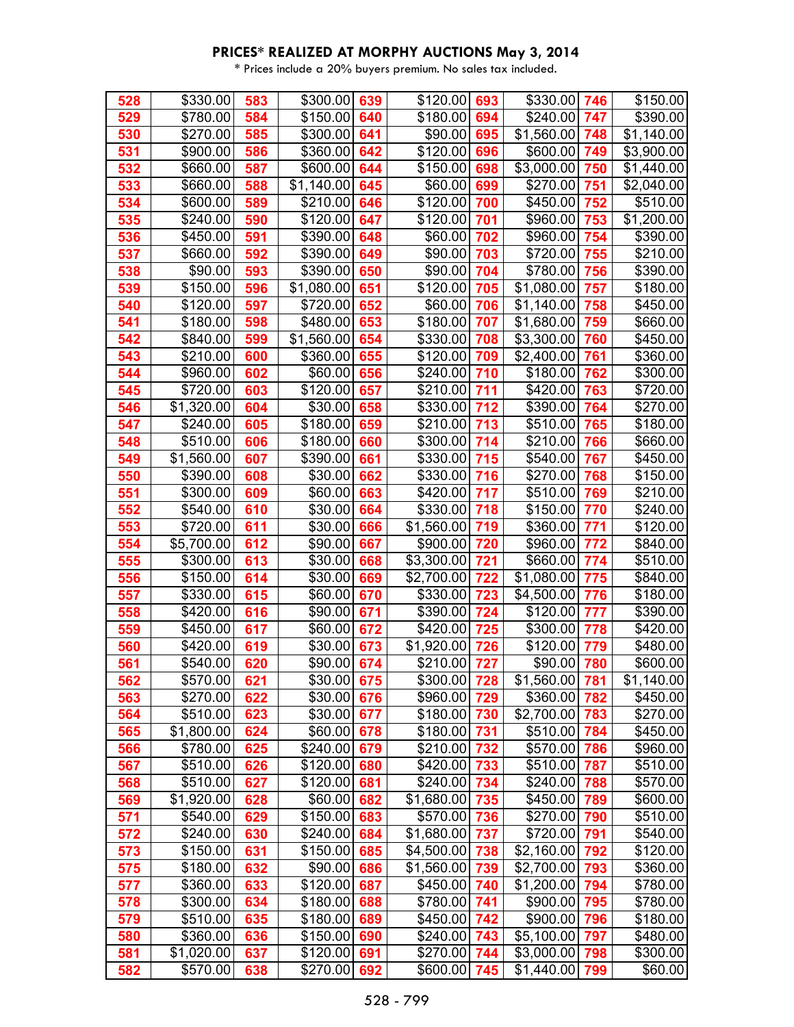## PRICES* REALIZED AT MORPHY AUCTIONS May 3, 2014

\* Prices include a 20% buyers premium. No sales tax included.

| | | | | | | | | | |
|---|---|---|---|---|---|---|---|---|---|
| 528 | $330.00 | 583 | $300.00 | 639 | $120.00 | 693 | $330.00 | 746 | $150.00 |
| 529 | $780.00 | 584 | $150.00 | 640 | $180.00 | 694 | $240.00 | 747 | $390.00 |
| 530 | $270.00 | 585 | $300.00 | 641 | $90.00 | 695 | $1,560.00 | 748 | $1,140.00 |
| 531 | $900.00 | 586 | $360.00 | 642 | $120.00 | 696 | $600.00 | 749 | $3,900.00 |
| 532 | $660.00 | 587 | $600.00 | 644 | $150.00 | 698 | $3,000.00 | 750 | $1,440.00 |
| 533 | $660.00 | 588 | $1,140.00 | 645 | $60.00 | 699 | $270.00 | 751 | $2,040.00 |
| 534 | $600.00 | 589 | $210.00 | 646 | $120.00 | 700 | $450.00 | 752 | $510.00 |
| 535 | $240.00 | 590 | $120.00 | 647 | $120.00 | 701 | $960.00 | 753 | $1,200.00 |
| 536 | $450.00 | 591 | $390.00 | 648 | $60.00 | 702 | $960.00 | 754 | $390.00 |
| 537 | $660.00 | 592 | $390.00 | 649 | $90.00 | 703 | $720.00 | 755 | $210.00 |
| 538 | $90.00 | 593 | $390.00 | 650 | $90.00 | 704 | $780.00 | 756 | $390.00 |
| 539 | $150.00 | 596 | $1,080.00 | 651 | $120.00 | 705 | $1,080.00 | 757 | $180.00 |
| 540 | $120.00 | 597 | $720.00 | 652 | $60.00 | 706 | $1,140.00 | 758 | $450.00 |
| 541 | $180.00 | 598 | $480.00 | 653 | $180.00 | 707 | $1,680.00 | 759 | $660.00 |
| 542 | $840.00 | 599 | $1,560.00 | 654 | $330.00 | 708 | $3,300.00 | 760 | $450.00 |
| 543 | $210.00 | 600 | $360.00 | 655 | $120.00 | 709 | $2,400.00 | 761 | $360.00 |
| 544 | $960.00 | 602 | $60.00 | 656 | $240.00 | 710 | $180.00 | 762 | $300.00 |
| 545 | $720.00 | 603 | $120.00 | 657 | $210.00 | 711 | $420.00 | 763 | $720.00 |
| 546 | $1,320.00 | 604 | $30.00 | 658 | $330.00 | 712 | $390.00 | 764 | $270.00 |
| 547 | $240.00 | 605 | $180.00 | 659 | $210.00 | 713 | $510.00 | 765 | $180.00 |
| 548 | $510.00 | 606 | $180.00 | 660 | $300.00 | 714 | $210.00 | 766 | $660.00 |
| 549 | $1,560.00 | 607 | $390.00 | 661 | $330.00 | 715 | $540.00 | 767 | $450.00 |
| 550 | $390.00 | 608 | $30.00 | 662 | $330.00 | 716 | $270.00 | 768 | $150.00 |
| 551 | $300.00 | 609 | $60.00 | 663 | $420.00 | 717 | $510.00 | 769 | $210.00 |
| 552 | $540.00 | 610 | $30.00 | 664 | $330.00 | 718 | $150.00 | 770 | $240.00 |
| 553 | $720.00 | 611 | $30.00 | 666 | $1,560.00 | 719 | $360.00 | 771 | $120.00 |
| 554 | $5,700.00 | 612 | $90.00 | 667 | $900.00 | 720 | $960.00 | 772 | $840.00 |
| 555 | $300.00 | 613 | $30.00 | 668 | $3,300.00 | 721 | $660.00 | 774 | $510.00 |
| 556 | $150.00 | 614 | $30.00 | 669 | $2,700.00 | 722 | $1,080.00 | 775 | $840.00 |
| 557 | $330.00 | 615 | $60.00 | 670 | $330.00 | 723 | $4,500.00 | 776 | $180.00 |
| 558 | $420.00 | 616 | $90.00 | 671 | $390.00 | 724 | $120.00 | 777 | $390.00 |
| 559 | $450.00 | 617 | $60.00 | 672 | $420.00 | 725 | $300.00 | 778 | $420.00 |
| 560 | $420.00 | 619 | $30.00 | 673 | $1,920.00 | 726 | $120.00 | 779 | $480.00 |
| 561 | $540.00 | 620 | $90.00 | 674 | $210.00 | 727 | $90.00 | 780 | $600.00 |
| 562 | $570.00 | 621 | $30.00 | 675 | $300.00 | 728 | $1,560.00 | 781 | $1,140.00 |
| 563 | $270.00 | 622 | $30.00 | 676 | $960.00 | 729 | $360.00 | 782 | $450.00 |
| 564 | $510.00 | 623 | $30.00 | 677 | $180.00 | 730 | $2,700.00 | 783 | $270.00 |
| 565 | $1,800.00 | 624 | $60.00 | 678 | $180.00 | 731 | $510.00 | 784 | $450.00 |
| 566 | $780.00 | 625 | $240.00 | 679 | $210.00 | 732 | $570.00 | 786 | $960.00 |
| 567 | $510.00 | 626 | $120.00 | 680 | $420.00 | 733 | $510.00 | 787 | $510.00 |
| 568 | $510.00 | 627 | $120.00 | 681 | $240.00 | 734 | $240.00 | 788 | $570.00 |
| 569 | $1,920.00 | 628 | $60.00 | 682 | $1,680.00 | 735 | $450.00 | 789 | $600.00 |
| 571 | $540.00 | 629 | $150.00 | 683 | $570.00 | 736 | $270.00 | 790 | $510.00 |
| 572 | $240.00 | 630 | $240.00 | 684 | $1,680.00 | 737 | $720.00 | 791 | $540.00 |
| 573 | $150.00 | 631 | $150.00 | 685 | $4,500.00 | 738 | $2,160.00 | 792 | $120.00 |
| 575 | $180.00 | 632 | $90.00 | 686 | $1,560.00 | 739 | $2,700.00 | 793 | $360.00 |
| 577 | $360.00 | 633 | $120.00 | 687 | $450.00 | 740 | $1,200.00 | 794 | $780.00 |
| 578 | $300.00 | 634 | $180.00 | 688 | $780.00 | 741 | $900.00 | 795 | $780.00 |
| 579 | $510.00 | 635 | $180.00 | 689 | $450.00 | 742 | $900.00 | 796 | $180.00 |
| 580 | $360.00 | 636 | $150.00 | 690 | $240.00 | 743 | $5,100.00 | 797 | $480.00 |
| 581 | $1,020.00 | 637 | $120.00 | 691 | $270.00 | 744 | $3,000.00 | 798 | $300.00 |
| 582 | $570.00 | 638 | $270.00 | 692 | $600.00 | 745 | $1,440.00 | 799 | $60.00 |

528 - 799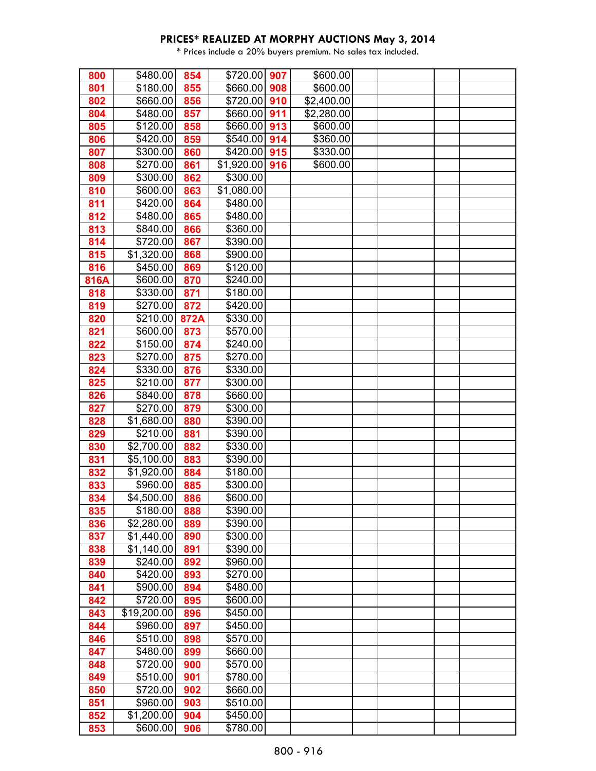## PRICES* REALIZED AT MORPHY AUCTIONS May 3, 2014

\* Prices include a 20% buyers premium. No sales tax included.

| | | | | | | | | | |
|---|---|---|---|---|---|---|---|---|---|
| 800 | $480.00 | 854 | $720.00 | 907 | $600.00 | | | | |
| 801 | $180.00 | 855 | $660.00 | 908 | $600.00 | | | | |
| 802 | $660.00 | 856 | $720.00 | 910 | $2,400.00 | | | | |
| 804 | $480.00 | 857 | $660.00 | 911 | $2,280.00 | | | | |
| 805 | $120.00 | 858 | $660.00 | 913 | $600.00 | | | | |
| 806 | $420.00 | 859 | $540.00 | 914 | $360.00 | | | | |
| 807 | $300.00 | 860 | $420.00 | 915 | $330.00 | | | | |
| 808 | $270.00 | 861 | $1,920.00 | 916 | $600.00 | | | | |
| 809 | $300.00 | 862 | $300.00 | | | | | | |
| 810 | $600.00 | 863 | $1,080.00 | | | | | | |
| 811 | $420.00 | 864 | $480.00 | | | | | | |
| 812 | $480.00 | 865 | $480.00 | | | | | | |
| 813 | $840.00 | 866 | $360.00 | | | | | | |
| 814 | $720.00 | 867 | $390.00 | | | | | | |
| 815 | $1,320.00 | 868 | $900.00 | | | | | | |
| 816 | $450.00 | 869 | $120.00 | | | | | | |
| 816A | $600.00 | 870 | $240.00 | | | | | | |
| 818 | $330.00 | 871 | $180.00 | | | | | | |
| 819 | $270.00 | 872 | $420.00 | | | | | | |
| 820 | $210.00 | 872A | $330.00 | | | | | | |
| 821 | $600.00 | 873 | $570.00 | | | | | | |
| 822 | $150.00 | 874 | $240.00 | | | | | | |
| 823 | $270.00 | 875 | $270.00 | | | | | | |
| 824 | $330.00 | 876 | $330.00 | | | | | | |
| 825 | $210.00 | 877 | $300.00 | | | | | | |
| 826 | $840.00 | 878 | $660.00 | | | | | | |
| 827 | $270.00 | 879 | $300.00 | | | | | | |
| 828 | $1,680.00 | 880 | $390.00 | | | | | | |
| 829 | $210.00 | 881 | $390.00 | | | | | | |
| 830 | $2,700.00 | 882 | $330.00 | | | | | | |
| 831 | $5,100.00 | 883 | $390.00 | | | | | | |
| 832 | $1,920.00 | 884 | $180.00 | | | | | | |
| 833 | $960.00 | 885 | $300.00 | | | | | | |
| 834 | $4,500.00 | 886 | $600.00 | | | | | | |
| 835 | $180.00 | 888 | $390.00 | | | | | | |
| 836 | $2,280.00 | 889 | $390.00 | | | | | | |
| 837 | $1,440.00 | 890 | $300.00 | | | | | | |
| 838 | $1,140.00 | 891 | $390.00 | | | | | | |
| 839 | $240.00 | 892 | $960.00 | | | | | | |
| 840 | $420.00 | 893 | $270.00 | | | | | | |
| 841 | $900.00 | 894 | $480.00 | | | | | | |
| 842 | $720.00 | 895 | $600.00 | | | | | | |
| 843 | $19,200.00 | 896 | $450.00 | | | | | | |
| 844 | $960.00 | 897 | $450.00 | | | | | | |
| 846 | $510.00 | 898 | $570.00 | | | | | | |
| 847 | $480.00 | 899 | $660.00 | | | | | | |
| 848 | $720.00 | 900 | $570.00 | | | | | | |
| 849 | $510.00 | 901 | $780.00 | | | | | | |
| 850 | $720.00 | 902 | $660.00 | | | | | | |
| 851 | $960.00 | 903 | $510.00 | | | | | | |
| 852 | $1,200.00 | 904 | $450.00 | | | | | | |
| 853 | $600.00 | 906 | $780.00 | | | | | | |

800 - 916